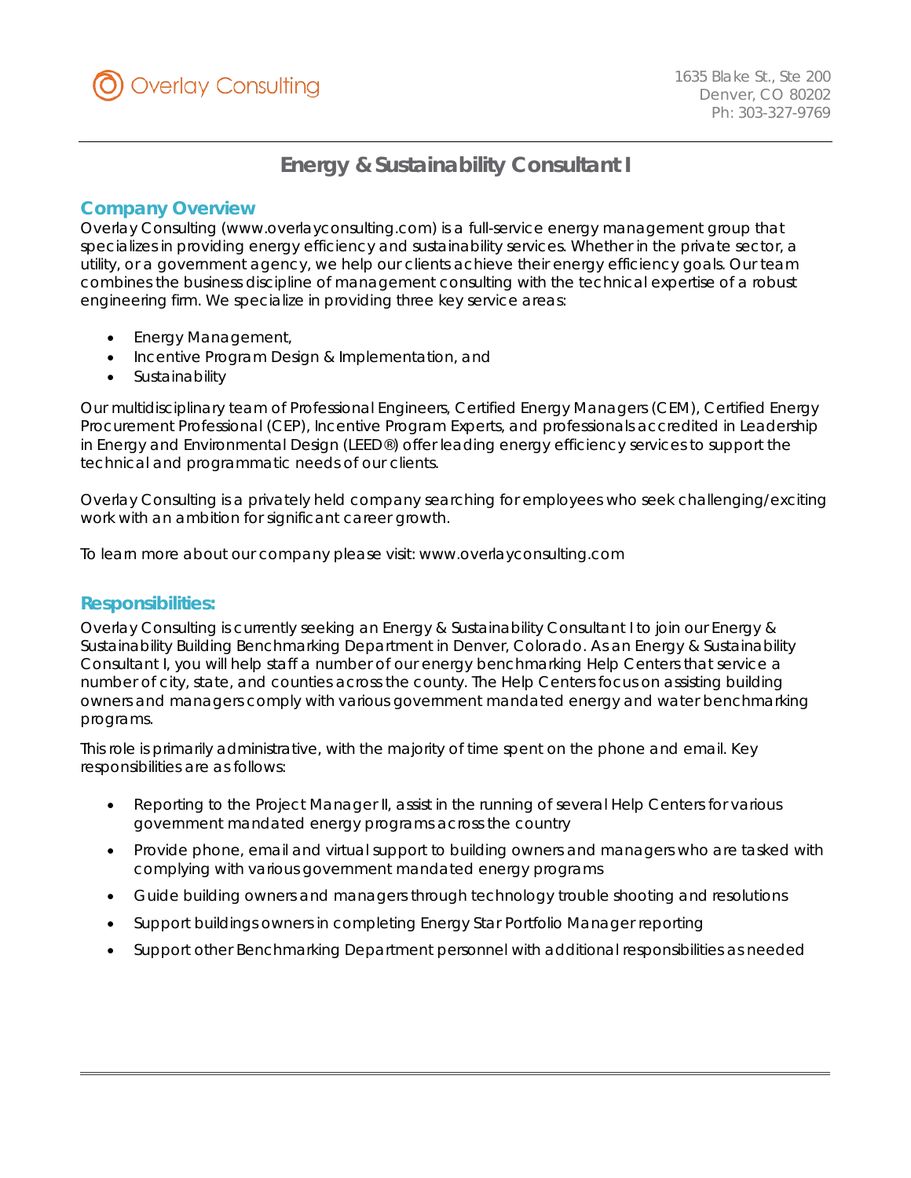Overlay Consulting

1635 Blake St., Ste 200
Denver, CO 80202
Ph: 303-327-9769

# Energy & Sustainability Consultant I

## Company Overview

Overlay Consulting (www.overlayconsulting.com) is a full-service energy management group that specializes in providing energy efficiency and sustainability services. Whether in the private sector, a utility, or a government agency, we help our clients achieve their energy efficiency goals. Our team combines the business discipline of management consulting with the technical expertise of a robust engineering firm. We specialize in providing three key service areas:

- Energy Management,
- Incentive Program Design & Implementation, and
- Sustainability

Our multidisciplinary team of Professional Engineers, Certified Energy Managers (CEM), Certified Energy Procurement Professional (CEP), Incentive Program Experts, and professionals accredited in Leadership in Energy and Environmental Design (LEED®) offer leading energy efficiency services to support the technical and programmatic needs of our clients.

Overlay Consulting is a privately held company searching for employees who seek challenging/exciting work with an ambition for significant career growth.

To learn more about our company please visit: www.overlayconsulting.com

## Responsibilities:

Overlay Consulting is currently seeking an Energy & Sustainability Consultant I to join our Energy & Sustainability Building Benchmarking Department in Denver, Colorado. As an Energy & Sustainability Consultant I, you will help staff a number of our energy benchmarking Help Centers that service a number of city, state, and counties across the county. The Help Centers focus on assisting building owners and managers comply with various government mandated energy and water benchmarking programs.

This role is primarily administrative, with the majority of time spent on the phone and email. Key responsibilities are as follows:

- Reporting to the Project Manager II, assist in the running of several Help Centers for various government mandated energy programs across the country
- Provide phone, email and virtual support to building owners and managers who are tasked with complying with various government mandated energy programs
- Guide building owners and managers through technology trouble shooting and resolutions
- Support buildings owners in completing Energy Star Portfolio Manager reporting
- Support other Benchmarking Department personnel with additional responsibilities as needed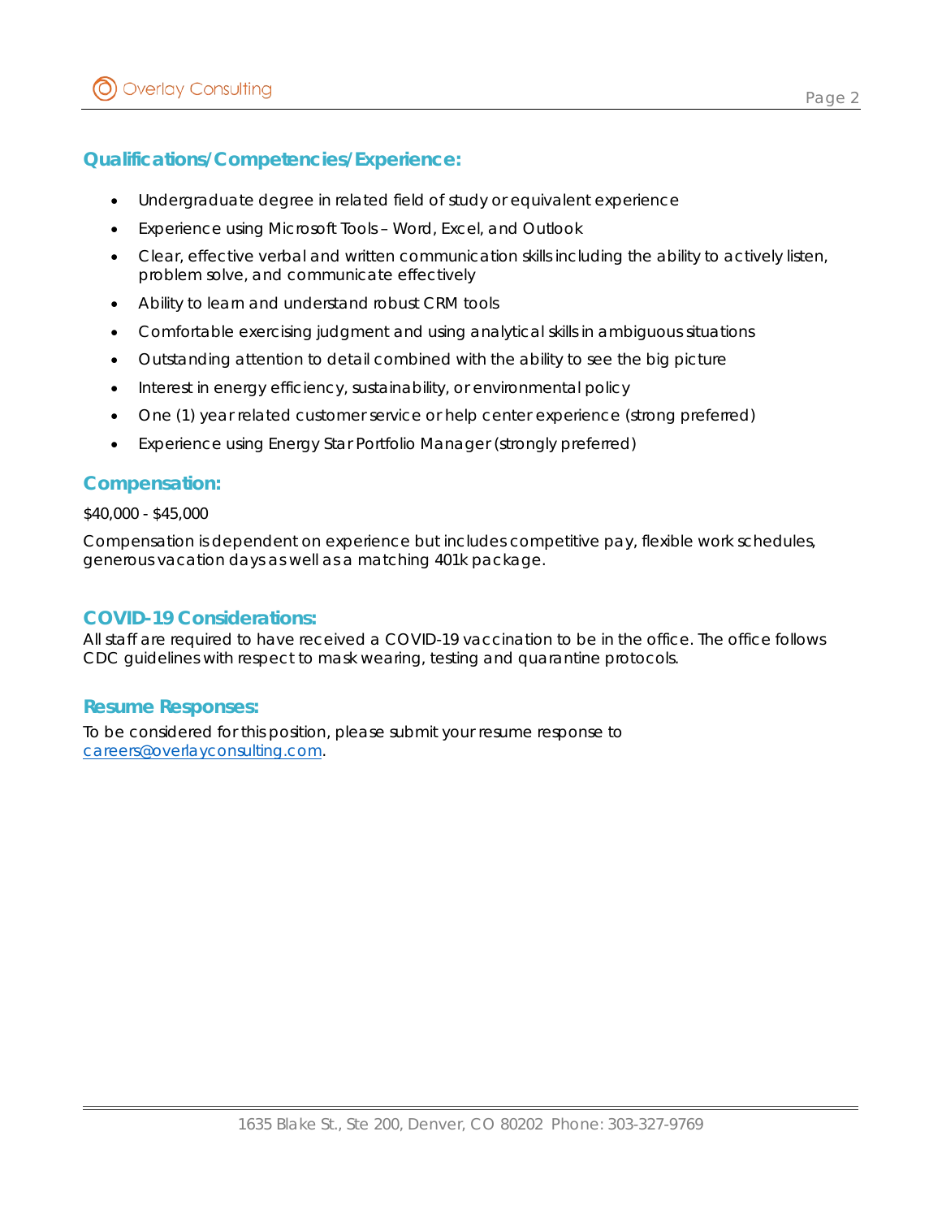## Qualifications/Competencies/Experience:

- Undergraduate degree in related field of study or equivalent experience
- Experience using Microsoft Tools – Word, Excel, and Outlook
- Clear, effective verbal and written communication skills including the ability to actively listen, problem solve, and communicate effectively
- Ability to learn and understand robust CRM tools
- Comfortable exercising judgment and using analytical skills in ambiguous situations
- Outstanding attention to detail combined with the ability to see the big picture
- Interest in energy efficiency, sustainability, or environmental policy
- One (1) year related customer service or help center experience (strong preferred)
- Experience using Energy Star Portfolio Manager (strongly preferred)

## Compensation:

$40,000 - $45,000

Compensation is dependent on experience but includes competitive pay, flexible work schedules, generous vacation days as well as a matching 401k package.

## COVID-19 Considerations:

All staff are required to have received a COVID-19 vaccination to be in the office. The office follows CDC guidelines with respect to mask wearing, testing and quarantine protocols.

## Resume Responses:

To be considered for this position, please submit your resume response to careers@overlayconsulting.com.

1635 Blake St., Ste 200, Denver, CO 80202 Phone: 303-327-9769